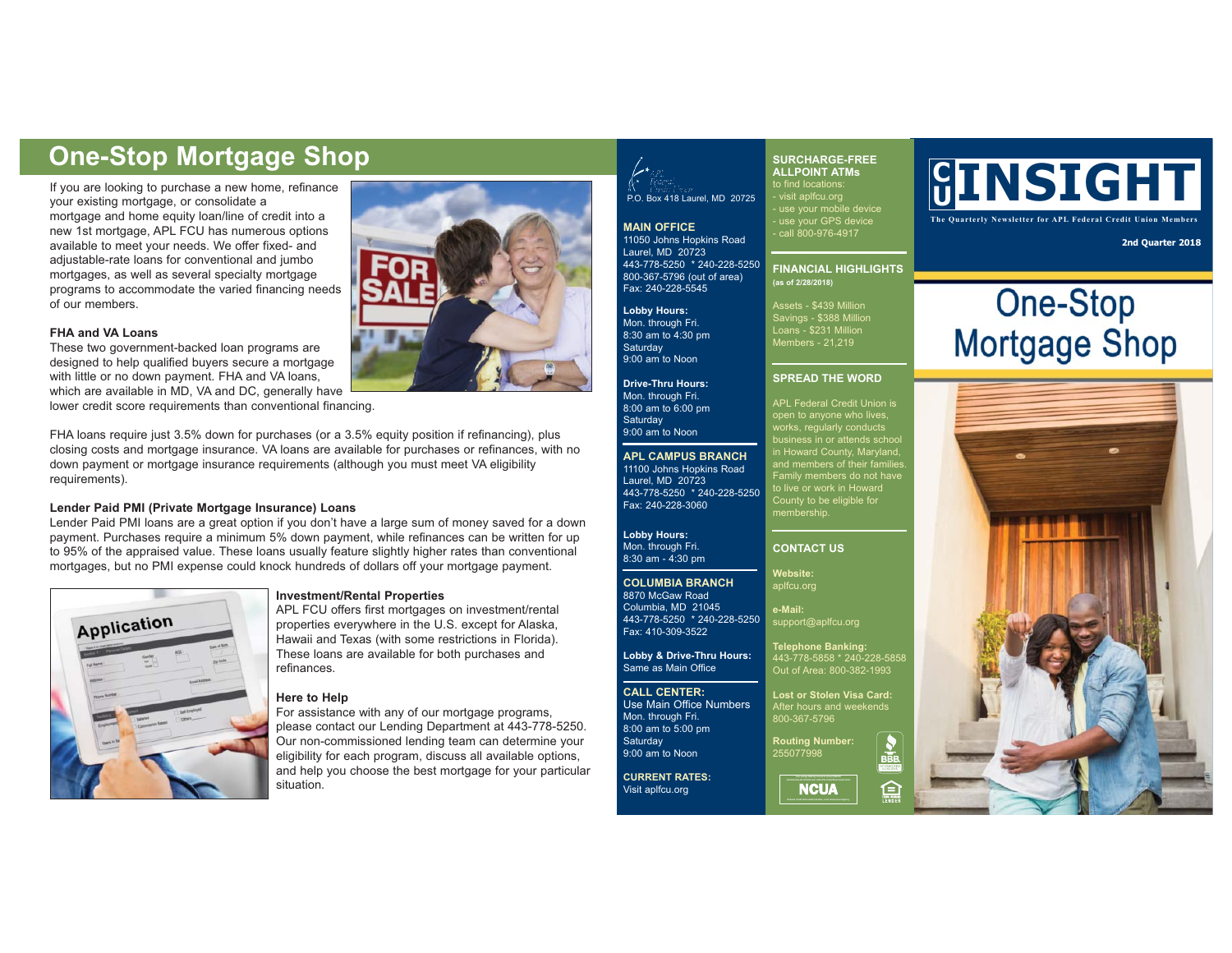# One-Stop Mortgage Shop

If you are looking to purchase a new home, refinance your existing mortgage, or consolidate a mortgage and home equity loan/line of credit into a new 1st mortgage, APL FCU has numerous options available to meet your needs. We offer fixed- and adjustable-rate loans for conventional and jumbo mortgages, as well as several specialty mortgage programs to accommodate the varied financing needs of our members.

**FHA and VA Loans**

These two government-backed loan programs are designed to help qualified buyers secure a mortgage with little or no down payment. FHA and VA loans, which are available in MD, VA and DC, generally have lower credit score requirements than conventional financing.

FHA loans require just 3.5% down for purchases (or a 3.5% equity position if refinancing), plus closing costs and mortgage insurance. VA loans are available for purchases or refinances, with no down payment or mortgage insurance requirements (although you must meet VA eligibility requirements).

**Lender Paid PMI (Private Mortgage Insurance) Loans**

Lender Paid PMI loans are a great option if you don't have a large sum of money saved for a down payment. Purchases require a minimum 5% down payment, while refinances can be written for up to 95% of the appraised value. These loans usually feature slightly higher rates than conventional mortgages, but no PMI expense could knock hundreds of dollars off your mortgage payment.

**Investment/Rental Properties**

APL FCU offers first mortgages on investment/rental properties everywhere in the U.S. except for Alaska, Hawaii and Texas (with some restrictions in Florida). These loans are available for both purchases and refinances.

**Here to Help**

For assistance with any of our mortgage programs, please contact our Lending Department at 443-778-5250. Our non-commissioned lending team can determine your eligibility for each program, discuss all available options, and help you choose the best mortgage for your particular situation.

P.O. Box 418 Laurel, MD 20725

**MAIN OFFICE**
11050 Johns Hopkins Road
Laurel, MD 20723
443-778-5250 * 240-228-5250
800-367-5796 (out of area)
Fax: 240-228-5545

**Lobby Hours:**
Mon. through Fri.
8:30 am to 4:30 pm
Saturday
9:00 am to Noon

**Drive-Thru Hours:**
Mon. through Fri.
8:00 am to 6:00 pm
Saturday
9:00 am to Noon

**APL CAMPUS BRANCH**
11100 Johns Hopkins Road
Laurel, MD 20723
443-778-5250 * 240-228-5250
Fax: 240-228-3060

**Lobby Hours:**
Mon. through Fri.
8:30 am - 4:30 pm

**COLUMBIA BRANCH**
8870 McGaw Road
Columbia, MD 21045
443-778-5250 * 240-228-5250
Fax: 410-309-3522

**Lobby & Drive-Thru Hours:**
Same as Main Office

**CALL CENTER:**
Use Main Office Numbers
Mon. through Fri.
8:00 am to 5:00 pm
Saturday
9:00 am to Noon

**CURRENT RATES:**
Visit aplfcu.org

**SURCHARGE-FREE ALLPOINT ATMs**
to find locations:
- visit aplfcu.org
- use your mobile device
- use your GPS device
- call 800-976-4917

**FINANCIAL HIGHLIGHTS**
**(as of 2/28/2018)**

Assets - $439 Million
Savings - $388 Million
Loans - $231 Million
Members - 21,219

**SPREAD THE WORD**

APL Federal Credit Union is open to anyone who lives, works, regularly conducts business in or attends school in Howard County, Maryland, and members of their families. Family members do not have to live or work in Howard County to be eligible for membership.

**CONTACT US**

**Website:**
aplfcu.org

**e-Mail:**
support@aplfcu.org

**Telephone Banking:**
443-778-5858 * 240-228-5858
Out of Area: 800-382-1993

**Lost or Stolen Visa Card:**
After hours and weekends
800-367-5796

**Routing Number:**
255077998

# CU INSIGHT

The Quarterly Newsletter for APL Federal Credit Union Members

**2nd Quarter 2018**

## One-Stop Mortgage Shop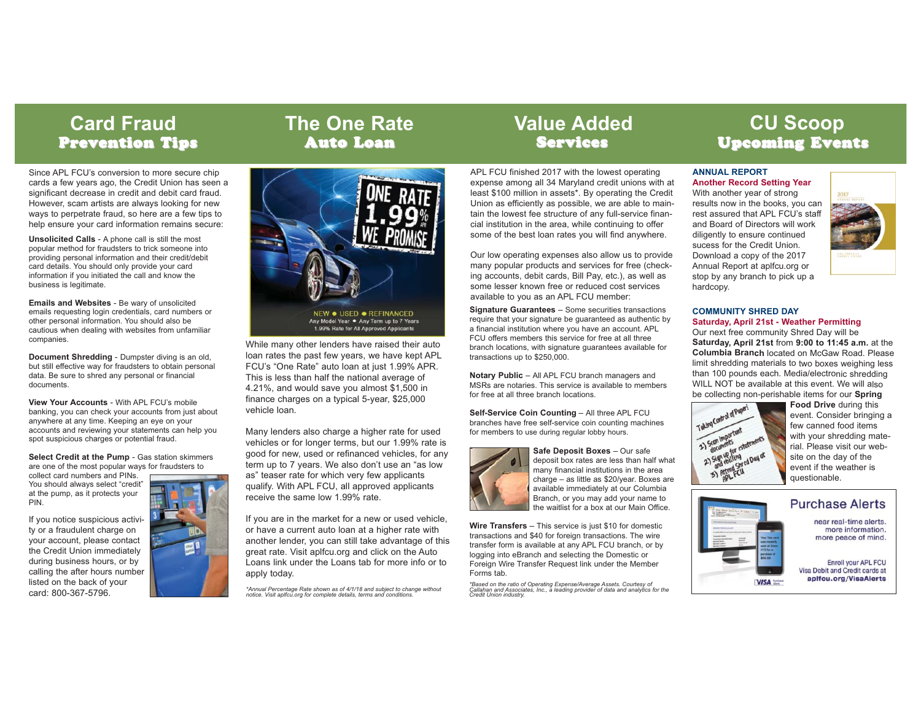# Card Fraud
## Prevention Tips

Since APL FCU's conversion to more secure chip cards a few years ago, the Credit Union has seen a significant decrease in credit and debit card fraud. However, scam artists are always looking for new ways to perpetrate fraud, so here are a few tips to help ensure your card information remains secure:

**Unsolicited Calls** - A phone call is still the most popular method for fraudsters to trick someone into providing personal information and their credit/debit card details. You should only provide your card information if you initiated the call and know the business is legitimate.

**Emails and Websites** - Be wary of unsolicited emails requesting login credentials, card numbers or other personal information. You should also be cautious when dealing with websites from unfamiliar companies.

**Document Shredding** - Dumpster diving is an old, but still effective way for fraudsters to obtain personal data. Be sure to shred any personal or financial documents.

**View Your Accounts** - With APL FCU's mobile banking, you can check your accounts from just about anywhere at any time. Keeping an eye on your accounts and reviewing your statements can help you spot suspicious charges or potential fraud.

**Select Credit at the Pump** - Gas station skimmers are one of the most popular ways for fraudsters to collect card numbers and PINs. You should always select "credit" at the pump, as it protects your PIN.

If you notice suspicious activity or a fraudulent charge on your account, please contact the Credit Union immediately during business hours, or by calling the after hours number listed on the back of your card: 800-367-5796.

# The One Rate
## Auto Loan

ONE RATE 1.99% APR WE PROMISE

NEW ● USED ● REFINANCED
Any Model Year ● Any Term up to 7 Years
1.99% Rate for All Approved Applicants

While many other lenders have raised their auto loan rates the past few years, we have kept APL FCU's "One Rate" auto loan at just 1.99% APR. This is less than half the national average of 4.21%, and would save you almost $1,500 in finance charges on a typical 5-year, $25,000 vehicle loan.

Many lenders also charge a higher rate for used vehicles or for longer terms, but our 1.99% rate is good for new, used or refinanced vehicles, for any term up to 7 years. We also don't use an "as low as" teaser rate for which very few applicants qualify. With APL FCU, all approved applicants receive the same low 1.99% rate.

If you are in the market for a new or used vehicle, or have a current auto loan at a higher rate with another lender, you can still take advantage of this great rate. Visit aplfcu.org and click on the Auto Loans link under the Loans tab for more info or to apply today.

*Annual Percentage Rate shown as of 4/1/18 and subject to change without notice. Visit aplfcu.org for complete details, terms and conditions.*

# Value Added
## Services

APL FCU finished 2017 with the lowest operating expense among all 34 Maryland credit unions with at least $100 million in assets*. By operating the Credit Union as efficiently as possible, we are able to maintain the lowest fee structure of any full-service financial institution in the area, while continuing to offer some of the best loan rates you will find anywhere.

Our low operating expenses also allow us to provide many popular products and services for free (checking accounts, debit cards, Bill Pay, etc.), as well as some lesser known free or reduced cost services available to you as an APL FCU member:

**Signature Guarantees** – Some securities transactions require that your signature be guaranteed as authentic by a financial institution where you have an account. APL FCU offers members this service for free at all three branch locations, with signature guarantees available for transactions up to $250,000.

**Notary Public** – All APL FCU branch managers and MSRs are notaries. This service is available to members for free at all three branch locations.

**Self-Service Coin Counting** – All three APL FCU branches have free self-service coin counting machines for members to use during regular lobby hours.

**Safe Deposit Boxes** – Our safe deposit box rates are less than half what many financial institutions in the area charge – as little as $20/year. Boxes are available immediately at our Columbia Branch, or you may add your name to the waitlist for a box at our Main Office.

**Wire Transfers** – This service is just $10 for domestic transactions and $40 for foreign transactions. The wire transfer form is available at any APL FCU branch, or by logging into eBranch and selecting the Domestic or Foreign Wire Transfer Request link under the Member Forms tab.

*\*Based on the ratio of Operating Expense/Average Assets. Courtesy of Callahan and Associates, Inc., a leading provider of data and analytics for the Credit Union industry.*

# CU Scoop
## Upcoming Events

**ANNUAL REPORT**
**Another Record Setting Year**

With another year of strong results now in the books, you can rest assured that APL FCU's staff and Board of Directors will work diligently to ensure continued sucess for the Credit Union. Download a copy of the 2017 Annual Report at aplfcu.org or stop by any branch to pick up a hardcopy.

**COMMUNITY SHRED DAY**
**Saturday, April 21st - Weather Permitting**

Our next free community Shred Day will be **Saturday, April 21st** from **9:00 to 11:45 a.m.** at the **Columbia Branch** located on McGaw Road. Please limit shredding materials to two boxes weighing less than 100 pounds each. Media/electronic shredding WILL NOT be available at this event. We will also be collecting non-perishable items for our **Spring Food Drive** during this event. Consider bringing a few canned food items with your shredding material. Please visit our website on the day of the event if the weather is questionable.

Taking Control of Paper!
1) Scan important documents
2) Sign up for statements and billing
3) Attend Shred Day at APL FCU

**Purchase Alerts**

near real-time alerts.
more information.
more peace of mind.

Enroll your APL FCU Visa Debit and Credit cards at **aplfcu.org/VisaAlerts**